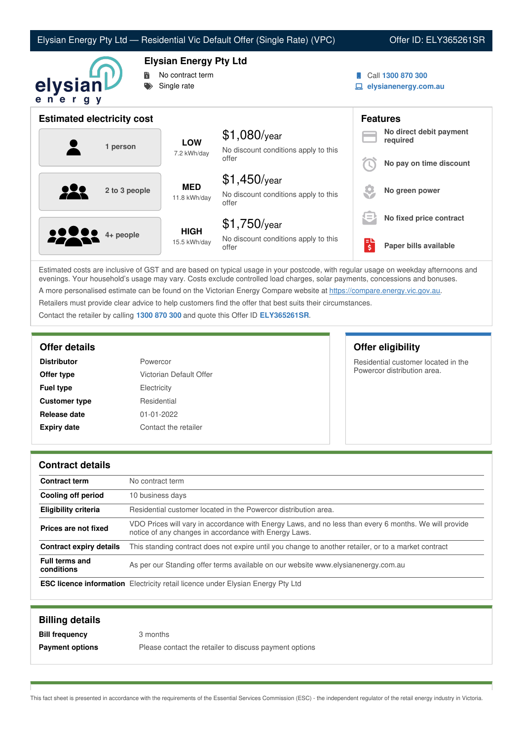Elysian Energy Pty Ltd — Residential Vic Default Offer (Single Rate) (VPC) | Offer ID: ELY365261SR

# Elysian Energy Pty Ltd

- No contract term
- Single rate

Call **1300 870 300**
**elysianenergy.com.au**

## Estimated electricity cost

| Household | Usage | Cost |
|---|---|---|
| 1 person | **LOW** 7.2 kWh/day | $1,080/year No discount conditions apply to this offer |
| 2 to 3 people | **MED** 11.8 kWh/day | $1,450/year No discount conditions apply to this offer |
| 4+ people | **HIGH** 15.5 kWh/day | $1,750/year No discount conditions apply to this offer |

## Features

- **No direct debit payment required**
- **No pay on time discount**
- **No green power**
- **No fixed price contract**
- **Paper bills available**

Estimated costs are inclusive of GST and are based on typical usage in your postcode, with regular usage on weekday afternoons and evenings. Your household's usage may vary. Costs exclude controlled load charges, solar payments, concessions and bonuses.

A more personalised estimate can be found on the Victorian Energy Compare website at https://compare.energy.vic.gov.au.

Retailers must provide clear advice to help customers find the offer that best suits their circumstances.

Contact the retailer by calling **1300 870 300** and quote this Offer ID **ELY365261SR**.

## Offer details

| | |
|---|---|
| **Distributor** | Powercor |
| **Offer type** | Victorian Default Offer |
| **Fuel type** | Electricity |
| **Customer type** | Residential |
| **Release date** | 01-01-2022 |
| **Expiry date** | Contact the retailer |

## Offer eligibility

Residential customer located in the Powercor distribution area.

## Contract details

| | |
|---|---|
| **Contract term** | No contract term |
| **Cooling off period** | 10 business days |
| **Eligibility criteria** | Residential customer located in the Powercor distribution area. |
| **Prices are not fixed** | VDO Prices will vary in accordance with Energy Laws, and no less than every 6 months. We will provide notice of any changes in accordance with Energy Laws. |
| **Contract expiry details** | This standing contract does not expire until you change to another retailer, or to a market contract |
| **Full terms and conditions** | As per our Standing offer terms available on our website www.elysianenergy.com.au |
| **ESC licence information** | Electricity retail licence under Elysian Energy Pty Ltd |

## Billing details

| | |
|---|---|
| **Bill frequency** | 3 months |
| **Payment options** | Please contact the retailer to discuss payment options |

This fact sheet is presented in accordance with the requirements of the Essential Services Commission (ESC) - the independent regulator of the retail energy industry in Victoria.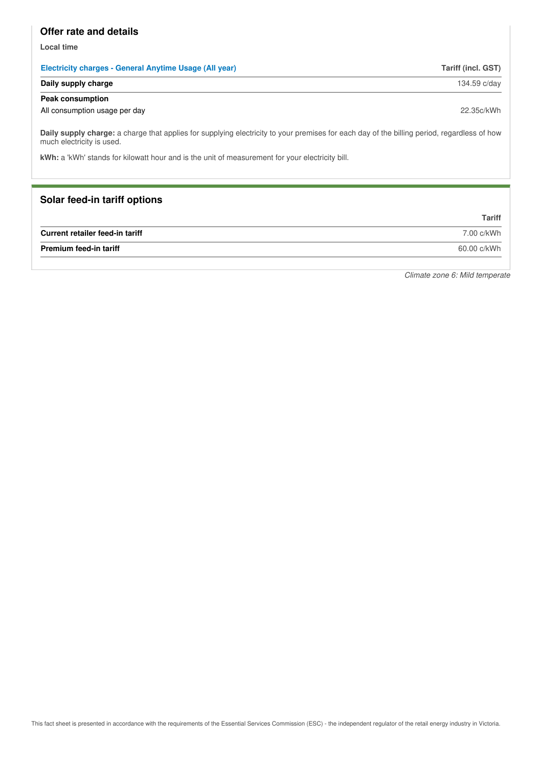## Offer rate and details

**Local time**

| Electricity charges - General Anytime Usage (All year) | Tariff (incl. GST) |
|---|---|
| **Daily supply charge** | 134.59 c/day |
| **Peak consumption** | |
| All consumption usage per day | 22.35c/kWh |

**Daily supply charge:** a charge that applies for supplying electricity to your premises for each day of the billing period, regardless of how much electricity is used.

**kWh:** a 'kWh' stands for kilowatt hour and is the unit of measurement for your electricity bill.

## Solar feed-in tariff options

| | Tariff |
|---|---|
| **Current retailer feed-in tariff** | 7.00 c/kWh |
| **Premium feed-in tariff** | 60.00 c/kWh |

*Climate zone 6: Mild temperate*

This fact sheet is presented in accordance with the requirements of the Essential Services Commission (ESC) - the independent regulator of the retail energy industry in Victoria.